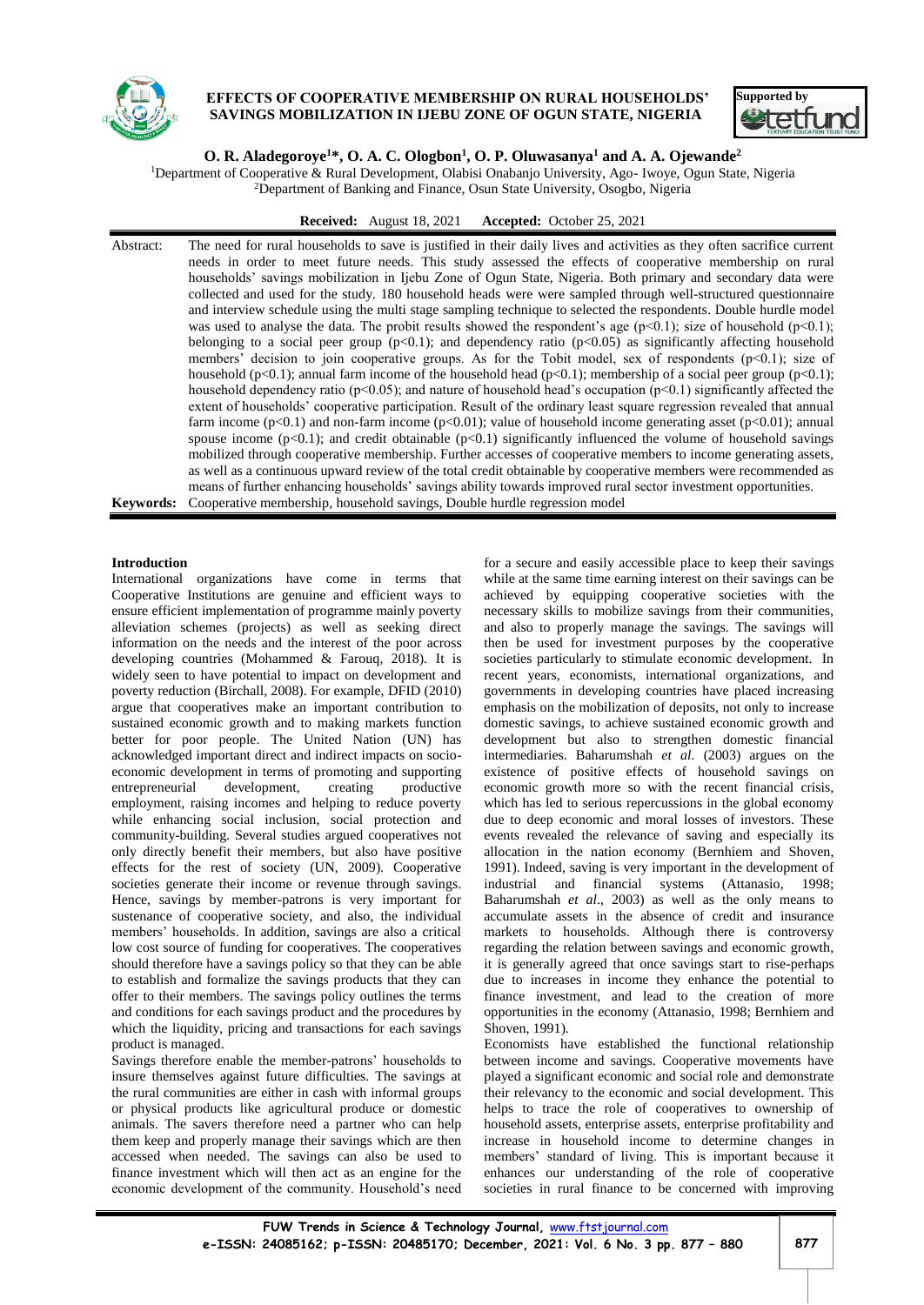# EFFECTS OF COOPERATIVE MEMBERSHIP ON RURAL HOUSEHOLDS' SAVINGS MOBILIZATION IN IJEBU ZONE OF OGUN STATE, NIGERIA

**O. R. Aladegoroye[1]*, O. A. C. Ologbon[1], O. P. Oluwasanya[1] and A. A. Ojewande[2]**

[1]Department of Cooperative & Rural Development, Olabisi Onabanjo University, Ago- Iwoye, Ogun State, Nigeria
[2]Department of Banking and Finance, Osun State University, Osogbo, Nigeria

**Received:** August 18, 2021 **Accepted:** October 25, 2021

**Abstract:** The need for rural households to save is justified in their daily lives and activities as they often sacrifice current needs in order to meet future needs. This study assessed the effects of cooperative membership on rural households' savings mobilization in Ijebu Zone of Ogun State, Nigeria. Both primary and secondary data were collected and used for the study. 180 household heads were were sampled through well-structured questionnaire and interview schedule using the multi stage sampling technique to selected the respondents. Double hurdle model was used to analyse the data. The probit results showed the respondent's age ($p<0.1$); size of household ($p<0.1$); belonging to a social peer group ($p<0.1$); and dependency ratio ($p<0.05$) as significantly affecting household members' decision to join cooperative groups. As for the Tobit model, sex of respondents ($p<0.1$); size of household ($p<0.1$); annual farm income of the household head ($p<0.1$); membership of a social peer group ($p<0.1$); household dependency ratio ($p<0.05$); and nature of household head's occupation ($p<0.1$) significantly affected the extent of households' cooperative participation. Result of the ordinary least square regression revealed that annual farm income ($p<0.1$) and non-farm income ($p<0.01$); value of household income generating asset ($p<0.01$); annual spouse income ($p<0.1$); and credit obtainable ($p<0.1$) significantly influenced the volume of household savings mobilized through cooperative membership. Further accesses of cooperative members to income generating assets, as well as a continuous upward review of the total credit obtainable by cooperative members were recommended as means of further enhancing households' savings ability towards improved rural sector investment opportunities.

**Keywords:** Cooperative membership, household savings, Double hurdle regression model

## Introduction

International organizations have come in terms that Cooperative Institutions are genuine and efficient ways to ensure efficient implementation of programme mainly poverty alleviation schemes (projects) as well as seeking direct information on the needs and the interest of the poor across developing countries (Mohammed & Farouq, 2018). It is widely seen to have potential to impact on development and poverty reduction (Birchall, 2008). For example, DFID (2010) argue that cooperatives make an important contribution to sustained economic growth and to making markets function better for poor people. The United Nation (UN) has acknowledged important direct and indirect impacts on socio-economic development in terms of promoting and supporting entrepreneurial development, creating productive employment, raising incomes and helping to reduce poverty while enhancing social inclusion, social protection and community-building. Several studies argued cooperatives not only directly benefit their members, but also have positive effects for the rest of society (UN, 2009). Cooperative societies generate their income or revenue through savings. Hence, savings by member-patrons is very important for sustenance of cooperative society, and also, the individual members' households. In addition, savings are also a critical low cost source of funding for cooperatives. The cooperatives should therefore have a savings policy so that they can be able to establish and formalize the savings products that they can offer to their members. The savings policy outlines the terms and conditions for each savings product and the procedures by which the liquidity, pricing and transactions for each savings product is managed.

Savings therefore enable the member-patrons' households to insure themselves against future difficulties. The savings at the rural communities are either in cash with informal groups or physical products like agricultural produce or domestic animals. The savers therefore need a partner who can help them keep and properly manage their savings which are then accessed when needed. The savings can also be used to finance investment which will then act as an engine for the economic development of the community. Household's need for a secure and easily accessible place to keep their savings while at the same time earning interest on their savings can be achieved by equipping cooperative societies with the necessary skills to mobilize savings from their communities, and also to properly manage the savings. The savings will then be used for investment purposes by the cooperative societies particularly to stimulate economic development. In recent years, economists, international organizations, and governments in developing countries have placed increasing emphasis on the mobilization of deposits, not only to increase domestic savings, to achieve sustained economic growth and development but also to strengthen domestic financial intermediaries. Baharumshah *et al.* (2003) argues on the existence of positive effects of household savings on economic growth more so with the recent financial crisis, which has led to serious repercussions in the global economy due to deep economic and moral losses of investors. These events revealed the relevance of saving and especially its allocation in the nation economy (Bernhiem and Shoven, 1991). Indeed, saving is very important in the development of industrial and financial systems (Attanasio, 1998; Baharumshah *et al*., 2003) as well as the only means to accumulate assets in the absence of credit and insurance markets to households. Although there is controversy regarding the relation between savings and economic growth, it is generally agreed that once savings start to rise-perhaps due to increases in income they enhance the potential to finance investment, and lead to the creation of more opportunities in the economy (Attanasio, 1998; Bernhiem and Shoven, 1991).

Economists have established the functional relationship between income and savings. Cooperative movements have played a significant economic and social role and demonstrate their relevancy to the economic and social development. This helps to trace the role of cooperatives to ownership of household assets, enterprise assets, enterprise profitability and increase in household income to determine changes in members' standard of living. This is important because it enhances our understanding of the role of cooperative societies in rural finance to be concerned with improving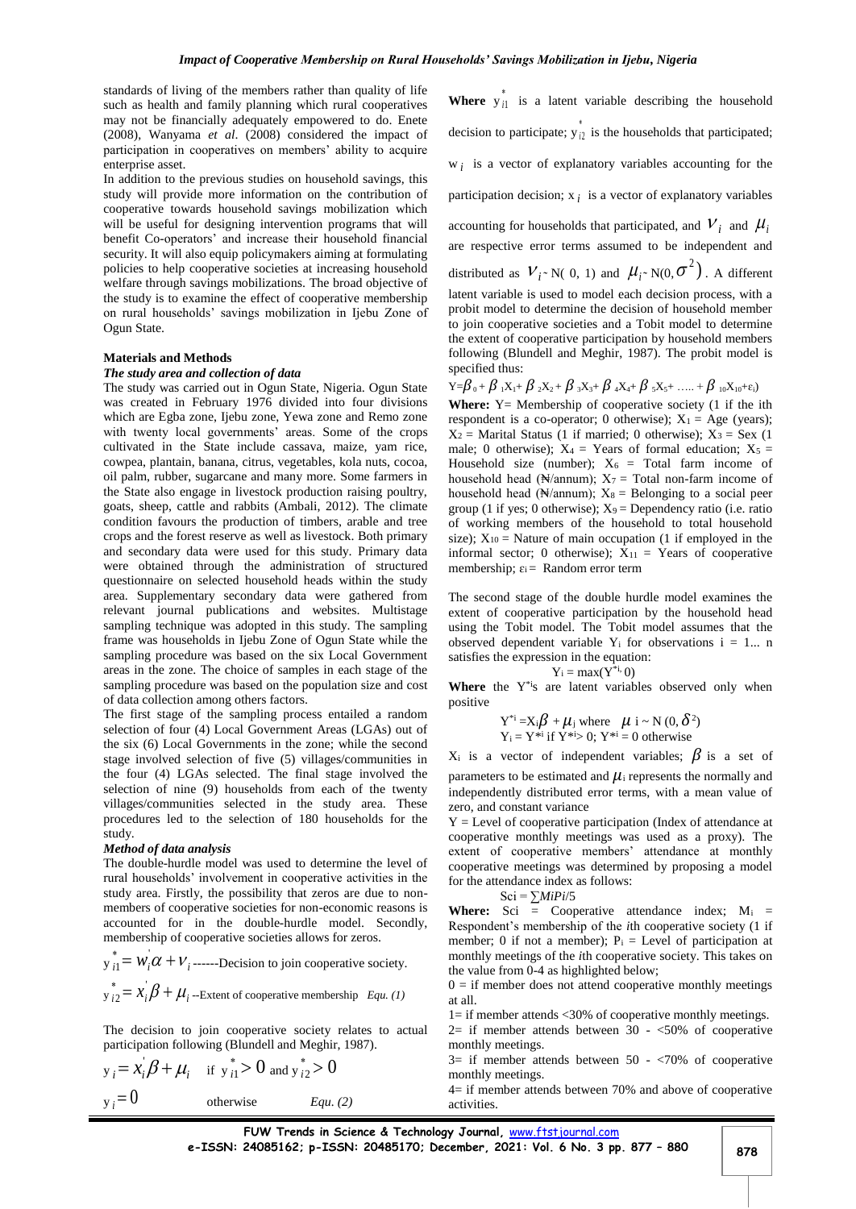standards of living of the members rather than quality of life such as health and family planning which rural cooperatives may not be financially adequately empowered to do. Enete (2008), Wanyama *et al*. (2008) considered the impact of participation in cooperatives on members' ability to acquire enterprise asset.

In addition to the previous studies on household savings, this study will provide more information on the contribution of cooperative towards household savings mobilization which will be useful for designing intervention programs that will benefit Co-operators' and increase their household financial security. It will also equip policymakers aiming at formulating policies to help cooperative societies at increasing household welfare through savings mobilizations. The broad objective of the study is to examine the effect of cooperative membership on rural households' savings mobilization in Ijebu Zone of Ogun State.

## Materials and Methods

### *The study area and collection of data*

The study was carried out in Ogun State, Nigeria. Ogun State was created in February 1976 divided into four divisions which are Egba zone, Ijebu zone, Yewa zone and Remo zone with twenty local governments' areas. Some of the crops cultivated in the State include cassava, maize, yam rice, cowpea, plantain, banana, citrus, vegetables, kola nuts, cocoa, oil palm, rubber, sugarcane and many more. Some farmers in the State also engage in livestock production raising poultry, goats, sheep, cattle and rabbits (Ambali, 2012). The climate condition favours the production of timbers, arable and tree crops and the forest reserve as well as livestock. Both primary and secondary data were used for this study. Primary data were obtained through the administration of structured questionnaire on selected household heads within the study area. Supplementary secondary data were gathered from relevant journal publications and websites. Multistage sampling technique was adopted in this study. The sampling frame was households in Ijebu Zone of Ogun State while the sampling procedure was based on the six Local Government areas in the zone. The choice of samples in each stage of the sampling procedure was based on the population size and cost of data collection among others factors.

The first stage of the sampling process entailed a random selection of four (4) Local Government Areas (LGAs) out of the six (6) Local Governments in the zone; while the second stage involved selection of five (5) villages/communities in the four (4) LGAs selected. The final stage involved the selection of nine (9) households from each of the twenty villages/communities selected in the study area. These procedures led to the selection of 180 households for the study.

### *Method of data analysis*

The double-hurdle model was used to determine the level of rural households' involvement in cooperative activities in the study area. Firstly, the possibility that zeros are due to non-members of cooperative societies for non-economic reasons is accounted for in the double-hurdle model. Secondly, membership of cooperative societies allows for zeros.

$$y^*_{i1} = w_i'\alpha + v_i \text{ ------Decision to join cooperative society.}$$

$$y^*_{i2} = x_i'\beta + \mu_i \text{ --Extent of cooperative membership} \quad \textit{Equ. (1)}$$

The decision to join cooperative society relates to actual participation following (Blundell and Meghir, 1987).

$$y_i = x_i'\beta + \mu_i \quad \text{if } y^*_{i1} > 0 \text{ and } y^*_{i2} > 0$$

$$y_i = 0 \qquad \text{otherwise} \qquad \textit{Equ. (2)}$$

**Where** $y^*_{i1}$ is a latent variable describing the household decision to participate; $y^*_{i2}$ is the households that participated; $w_i$ is a vector of explanatory variables accounting for the participation decision; $x_i$ is a vector of explanatory variables accounting for households that participated, and $V_i$ and $\mu_i$ are respective error terms assumed to be independent and distributed as $V_i \sim N(0, 1)$ and $\mu_i \sim N(0, \sigma^2)$. A different latent variable is used to model each decision process, with a probit model to determine the decision of household member to join cooperative societies and a Tobit model to determine the extent of cooperative participation by household members following (Blundell and Meghir, 1987). The probit model is specified thus:

$$Y = \beta_0 + \beta_1X_1 + \beta_2X_2 + \beta_3X_3 + \beta_4X_4 + \beta_5X_5 + \ldots.. + \beta_{10}X_{10} + \varepsilon_i)$$

**Where:** Y= Membership of cooperative society (1 if the ith respondent is a co-operator; 0 otherwise); $X_1$ = Age (years); $X_2$ = Marital Status (1 if married; 0 otherwise); $X_3$ = Sex (1 male; 0 otherwise); $X_4$ = Years of formal education; $X_5$ = Household size (number); $X_6$ = Total farm income of household head (₦/annum); $X_7$ = Total non-farm income of household head (₦/annum); $X_8$ = Belonging to a social peer group (1 if yes; 0 otherwise); $X_9$ = Dependency ratio (i.e. ratio of working members of the household to total household size); $X_{10}$ = Nature of main occupation (1 if employed in the informal sector; 0 otherwise); $X_{11}$ = Years of cooperative membership; $\varepsilon_i$ = Random error term

The second stage of the double hurdle model examines the extent of cooperative participation by the household head using the Tobit model. The Tobit model assumes that the observed dependent variable $Y_i$ for observations i = 1... n satisfies the expression in the equation:

$$Y_i = \max(Y^{*i}, 0)$$

**Where** the $Y^{*i}$s are latent variables observed only when positive

$$Y^{*i} = X_i\beta + \mu_i \text{ where } \mu_i \sim N(0, \delta^2)$$
$$Y_i = Y^{*i} \text{ if } Y^{*i} > 0;\ Y^{*i} = 0 \text{ otherwise}$$

$X_i$ is a vector of independent variables; $\beta$ is a set of parameters to be estimated and $\mu_i$ represents the normally and independently distributed error terms, with a mean value of zero, and constant variance

Y = Level of cooperative participation (Index of attendance at cooperative monthly meetings was used as a proxy). The extent of cooperative members' attendance at monthly cooperative meetings was determined by proposing a model for the attendance index as follows:

$$Sci = \sum MiPi/5$$

**Where:** Sci = Cooperative attendance index; $M_i$ = Respondent's membership of the *i*th cooperative society (1 if member; 0 if not a member); $P_i$ = Level of participation at monthly meetings of the *i*th cooperative society. This takes on the value from 0-4 as highlighted below;

0 = if member does not attend cooperative monthly meetings at all.

1= if member attends <30% of cooperative monthly meetings.

2= if member attends between 30 - <50% of cooperative monthly meetings.

3= if member attends between 50 - <70% of cooperative monthly meetings.

4= if member attends between 70% and above of cooperative activities.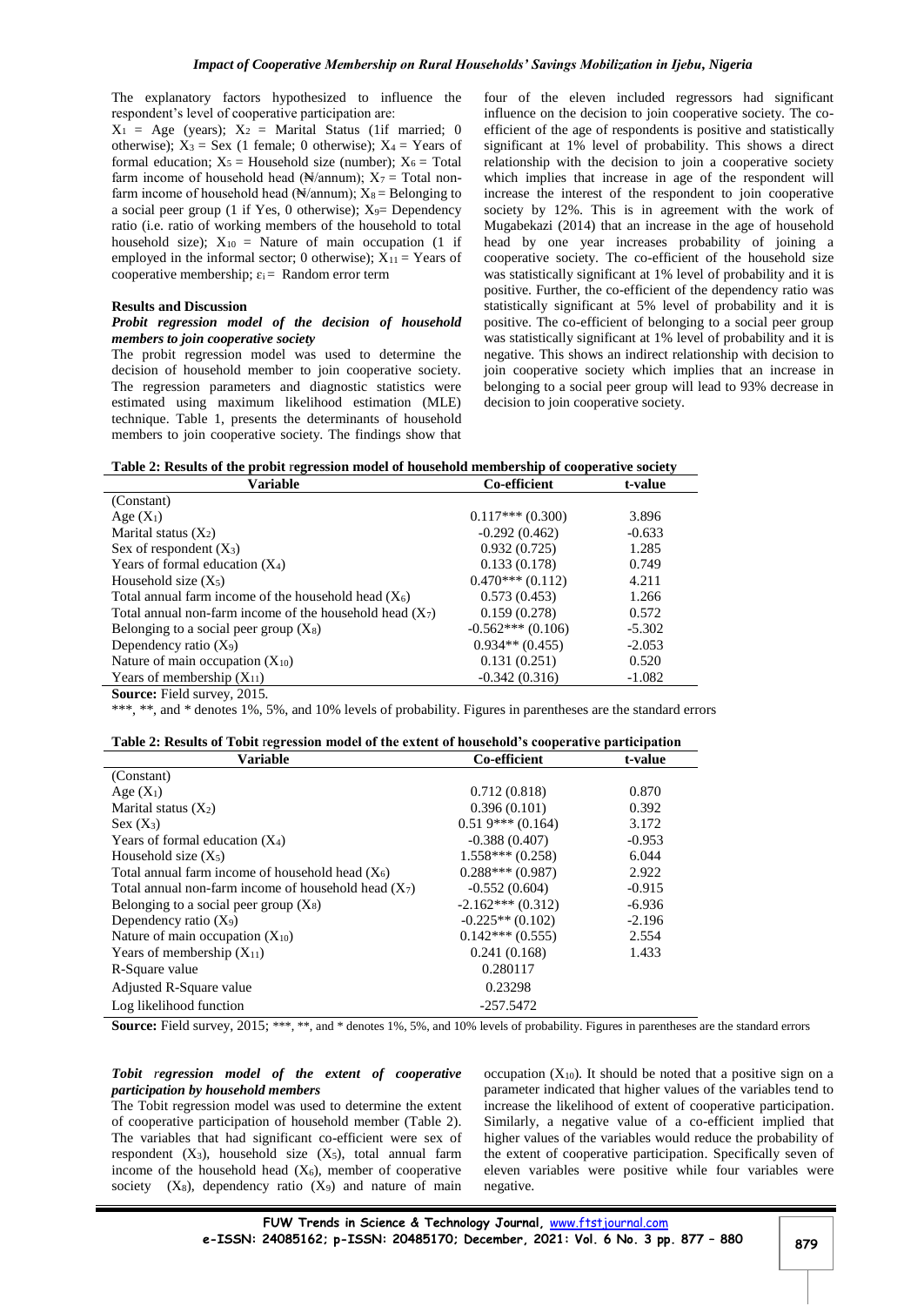The explanatory factors hypothesized to influence the respondent's level of cooperative participation are:

$X_1$ = Age (years); $X_2$ = Marital Status (1if married; 0 otherwise); $X_3$ = Sex (1 female; 0 otherwise); $X_4$ = Years of formal education; $X_5$ = Household size (number); $X_6$ = Total farm income of household head (₦/annum); $X_7$ = Total non-farm income of household head (₦/annum); $X_8$ = Belonging to a social peer group (1 if Yes, 0 otherwise); $X_9$= Dependency ratio (i.e. ratio of working members of the household to total household size); $X_{10}$ = Nature of main occupation (1 if employed in the informal sector; 0 otherwise); $X_{11}$ = Years of cooperative membership; $\varepsilon_i$ = Random error term

**Results and Discussion**

***Probit regression model of the decision of household members to join cooperative society***

The probit regression model was used to determine the decision of household member to join cooperative society. The regression parameters and diagnostic statistics were estimated using maximum likelihood estimation (MLE) technique. Table 1, presents the determinants of household members to join cooperative society. The findings show that four of the eleven included regressors had significant influence on the decision to join cooperative society. The co-efficient of the age of respondents is positive and statistically significant at 1% level of probability. This shows a direct relationship with the decision to join a cooperative society which implies that increase in age of the respondent will increase the interest of the respondent to join cooperative society by 12%. This is in agreement with the work of Mugabekazi (2014) that an increase in the age of household head by one year increases probability of joining a cooperative society. The co-efficient of the household size was statistically significant at 1% level of probability and it is positive. Further, the co-efficient of the dependency ratio was statistically significant at 5% level of probability and it is positive. The co-efficient of belonging to a social peer group was statistically significant at 1% level of probability and it is negative. This shows an indirect relationship with decision to join cooperative society which implies that an increase in belonging to a social peer group will lead to 93% decrease in decision to join cooperative society.

**Table 2: Results of the probit regression model of household membership of cooperative society**

| Variable | Co-efficient | t-value |
|---|---|---|
| (Constant) | | |
| Age ($X_1$) | 0.117*** (0.300) | 3.896 |
| Marital status ($X_2$) | -0.292 (0.462) | -0.633 |
| Sex of respondent ($X_3$) | 0.932 (0.725) | 1.285 |
| Years of formal education ($X_4$) | 0.133 (0.178) | 0.749 |
| Household size ($X_5$) | 0.470*** (0.112) | 4.211 |
| Total annual farm income of the household head ($X_6$) | 0.573 (0.453) | 1.266 |
| Total annual non-farm income of the household head ($X_7$) | 0.159 (0.278) | 0.572 |
| Belonging to a social peer group ($X_8$) | -0.562*** (0.106) | -5.302 |
| Dependency ratio ($X_9$) | 0.934** (0.455) | -2.053 |
| Nature of main occupation ($X_{10}$) | 0.131 (0.251) | 0.520 |
| Years of membership ($X_{11}$) | -0.342 (0.316) | -1.082 |

**Source:** Field survey, 2015.

***, **, and * denotes 1%, 5%, and 10% levels of probability. Figures in parentheses are the standard errors

**Table 2: Results of Tobit regression model of the extent of household's cooperative participation**

| Variable | Co-efficient | t-value |
|---|---|---|
| (Constant) | | |
| Age ($X_1$) | 0.712 (0.818) | 0.870 |
| Marital status ($X_2$) | 0.396 (0.101) | 0.392 |
| Sex ($X_3$) | 0.51 9*** (0.164) | 3.172 |
| Years of formal education ($X_4$) | -0.388 (0.407) | -0.953 |
| Household size ($X_5$) | 1.558*** (0.258) | 6.044 |
| Total annual farm income of household head ($X_6$) | 0.288*** (0.987) | 2.922 |
| Total annual non-farm income of household head ($X_7$) | -0.552 (0.604) | -0.915 |
| Belonging to a social peer group ($X_8$) | -2.162*** (0.312) | -6.936 |
| Dependency ratio ($X_9$) | -0.225** (0.102) | -2.196 |
| Nature of main occupation ($X_{10}$) | 0.142*** (0.555) | 2.554 |
| Years of membership ($X_{11}$) | 0.241 (0.168) | 1.433 |
| R-Square value | 0.280117 | |
| Adjusted R-Square value | 0.23298 | |
| Log likelihood function | -257.5472 | |

**Source:** Field survey, 2015; ***, **, and * denotes 1%, 5%, and 10% levels of probability. Figures in parentheses are the standard errors

***Tobit regression model of the extent of cooperative participation by household members***

The Tobit regression model was used to determine the extent of cooperative participation of household member (Table 2). The variables that had significant co-efficient were sex of respondent ($X_3$), household size ($X_5$), total annual farm income of the household head ($X_6$), member of cooperative society ($X_8$), dependency ratio ($X_9$) and nature of main occupation ($X_{10}$). It should be noted that a positive sign on a parameter indicated that higher values of the variables tend to increase the likelihood of extent of cooperative participation. Similarly, a negative value of a co-efficient implied that higher values of the variables would reduce the probability of the extent of cooperative participation. Specifically seven of eleven variables were positive while four variables were negative.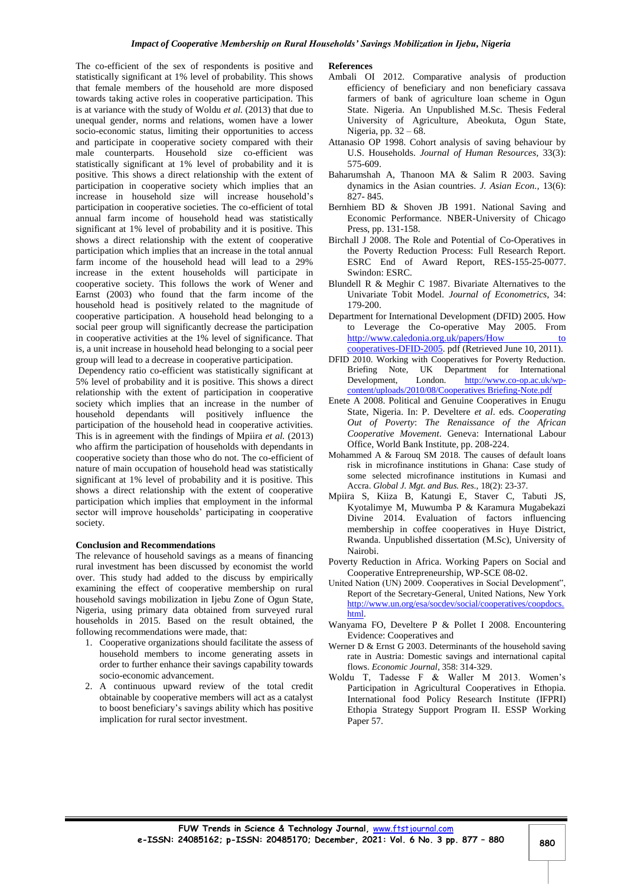The co-efficient of the sex of respondents is positive and statistically significant at 1% level of probability. This shows that female members of the household are more disposed towards taking active roles in cooperative participation. This is at variance with the study of Woldu *et al.* (2013) that due to unequal gender, norms and relations, women have a lower socio-economic status, limiting their opportunities to access and participate in cooperative society compared with their male counterparts. Household size co-efficient was statistically significant at 1% level of probability and it is positive. This shows a direct relationship with the extent of participation in cooperative society which implies that an increase in household size will increase household's participation in cooperative societies. The co-efficient of total annual farm income of household head was statistically significant at 1% level of probability and it is positive. This shows a direct relationship with the extent of cooperative participation which implies that an increase in the total annual farm income of the household head will lead to a 29% increase in the extent households will participate in cooperative society. This follows the work of Wener and Earnst (2003) who found that the farm income of the household head is positively related to the magnitude of cooperative participation. A household head belonging to a social peer group will significantly decrease the participation in cooperative activities at the 1% level of significance. That is, a unit increase in household head belonging to a social peer group will lead to a decrease in cooperative participation.

Dependency ratio co-efficient was statistically significant at 5% level of probability and it is positive. This shows a direct relationship with the extent of participation in cooperative society which implies that an increase in the number of household dependants will positively influence the participation of the household head in cooperative activities. This is in agreement with the findings of Mpiira *et al.* (2013) who affirm the participation of households with dependants in cooperative society than those who do not. The co-efficient of nature of main occupation of household head was statistically significant at 1% level of probability and it is positive. This shows a direct relationship with the extent of cooperative participation which implies that employment in the informal sector will improve households' participating in cooperative society.

**Conclusion and Recommendations**

The relevance of household savings as a means of financing rural investment has been discussed by economist the world over. This study had added to the discuss by empirically examining the effect of cooperative membership on rural household savings mobilization in Ijebu Zone of Ogun State, Nigeria, using primary data obtained from surveyed rural households in 2015. Based on the result obtained, the following recommendations were made, that:

1. Cooperative organizations should facilitate the assess of household members to income generating assets in order to further enhance their savings capability towards socio-economic advancement.
2. A continuous upward review of the total credit obtainable by cooperative members will act as a catalyst to boost beneficiary's savings ability which has positive implication for rural sector investment.

**References**

Ambali OI 2012. Comparative analysis of production efficiency of beneficiary and non beneficiary cassava farmers of bank of agriculture loan scheme in Ogun State. Nigeria. An Unpublished M.Sc. Thesis Federal University of Agriculture, Abeokuta, Ogun State, Nigeria, pp. 32 – 68.

Attanasio OP 1998. Cohort analysis of saving behaviour by U.S. Households. *Journal of Human Resources*, 33(3): 575-609.

Baharumshah A, Thanoon MA & Salim R 2003. Saving dynamics in the Asian countries. *J. Asian Econ.*, 13(6): 827- 845.

Bernhiem BD & Shoven JB 1991. National Saving and Economic Performance. NBER-University of Chicago Press, pp. 131-158.

Birchall J 2008. The Role and Potential of Co-Operatives in the Poverty Reduction Process: Full Research Report. ESRC End of Award Report, RES-155-25-0077. Swindon: ESRC.

Blundell R & Meghir C 1987. Bivariate Alternatives to the Univariate Tobit Model. *Journal of Econometrics*, 34: 179-200.

Department for International Development (DFID) 2005. How to Leverage the Co-operative May 2005. From http://www.caledonia.org.uk/papers/How to cooperatives-DFID-2005. pdf (Retrieved June 10, 2011).

DFID 2010. Working with Cooperatives for Poverty Reduction. Briefing Note, UK Department for International Development, London. http://www.co-op.ac.uk/wp-content/uploads/2010/08/Cooperatives Briefing-Note.pdf

Enete A 2008. Political and Genuine Cooperatives in Enugu State, Nigeria. In: P. Develtere *et al*. eds. *Cooperating Out of Poverty*: *The Renaissance of the African Cooperative Movement*. Geneva: International Labour Office, World Bank Institute, pp. 208-224.

Mohammed A & Farouq SM 2018. The causes of default loans risk in microfinance institutions in Ghana: Case study of some selected microfinance institutions in Kumasi and Accra. *Global J. Mgt. and Bus. Res.*, 18(2): 23-37.

Mpiira S, Kiiza B, Katungi E, Staver C, Tabuti JS, Kyotalimye M, Muwumba P & Karamura Mugabekazi Divine 2014. Evaluation of factors influencing membership in coffee cooperatives in Huye District, Rwanda. Unpublished dissertation (M.Sc), University of Nairobi.

Poverty Reduction in Africa. Working Papers on Social and Cooperative Entrepreneurship, WP-SCE 08-02.

United Nation (UN) 2009. Cooperatives in Social Development", Report of the Secretary-General, United Nations, New York http://www.un.org/esa/socdev/social/cooperatives/coopdocs.html.

Wanyama FO, Develtere P & Pollet I 2008. Encountering Evidence: Cooperatives and

Werner D & Ernst G 2003. Determinants of the household saving rate in Austria: Domestic savings and international capital flows. *Economic Journal*, 358: 314-329.

Woldu T, Tadesse F & Waller M 2013. Women's Participation in Agricultural Cooperatives in Ethopia. International food Policy Research Institute (IFPRI) Ethopia Strategy Support Program II. ESSP Working Paper 57.